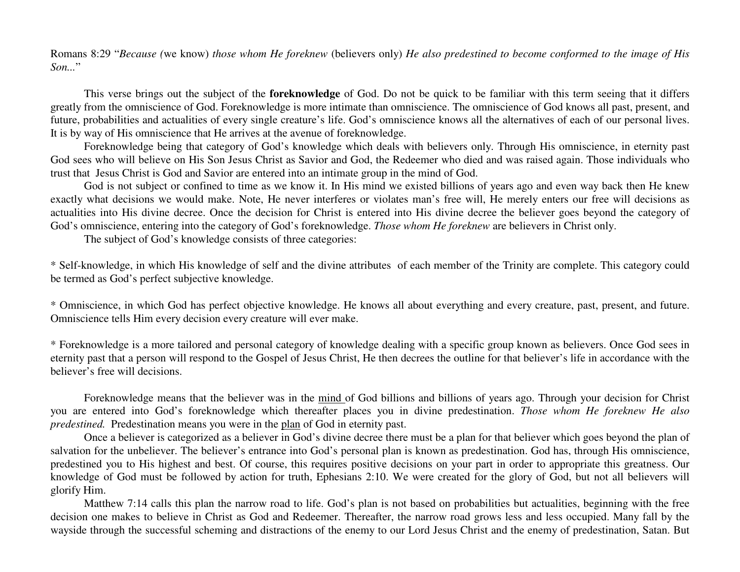Romans 8:29 "*Because (*we know) *those whom He foreknew* (believers only) *He also predestined to become conformed to the image of His Son...*"

This verse brings out the subject of the **foreknowledge** of God. Do not be quick to be familiar with this term seeing that it differs greatly from the omniscience of God. Foreknowledge is more intimate than omniscience. The omniscience of God knows all past, present, and future, probabilities and actualities of every single creature's life. God's omniscience knows all the alternatives of each of our personal lives. It is by way of His omniscience that He arrives at the avenue of foreknowledge.

Foreknowledge being that category of God's knowledge which deals with believers only. Through His omniscience, in eternity past God sees who will believe on His Son Jesus Christ as Savior and God, the Redeemer who died and was raised again. Those individuals who trust that Jesus Christ is God and Savior are entered into an intimate group in the mind of God.

God is not subject or confined to time as we know it. In His mind we existed billions of years ago and even way back then He knew exactly what decisions we would make. Note, He never interferes or violates man's free will, He merely enters our free will decisions as actualities into His divine decree. Once the decision for Christ is entered into His divine decree the believer goes beyond the category of God's omniscience, entering into the category of God's foreknowledge. *Those whom He foreknew* are believers in Christ only.

The subject of God's knowledge consists of three categories:

* Self-knowledge, in which His knowledge of self and the divine attributes of each member of the Trinity are complete. This category could be termed as God's perfect subjective knowledge.

* Omniscience, in which God has perfect objective knowledge. He knows all about everything and every creature, past, present, and future. Omniscience tells Him every decision every creature will ever make.

* Foreknowledge is a more tailored and personal category of knowledge dealing with a specific group known as believers. Once God sees in eternity past that a person will respond to the Gospel of Jesus Christ, He then decrees the outline for that believer's life in accordance with the believer's free will decisions.

Foreknowledge means that the believer was in the <u>mind</u> of God billions and billions of years ago. Through your decision for Christ you are entered into God's foreknowledge which thereafter places you in divine predestination. *Those whom He foreknew He also predestined.* Predestination means you were in the <u>plan</u> of God in eternity past.

Once a believer is categorized as a believer in God's divine decree there must be a plan for that believer which goes beyond the plan of salvation for the unbeliever. The believer's entrance into God's personal plan is known as predestination. God has, through His omniscience, predestined you to His highest and best. Of course, this requires positive decisions on your part in order to appropriate this greatness. Our knowledge of God must be followed by action for truth, Ephesians 2:10. We were created for the glory of God, but not all believers will glorify Him.

Matthew 7:14 calls this plan the narrow road to life. God's plan is not based on probabilities but actualities, beginning with the free decision one makes to believe in Christ as God and Redeemer. Thereafter, the narrow road grows less and less occupied. Many fall by the wayside through the successful scheming and distractions of the enemy to our Lord Jesus Christ and the enemy of predestination, Satan. But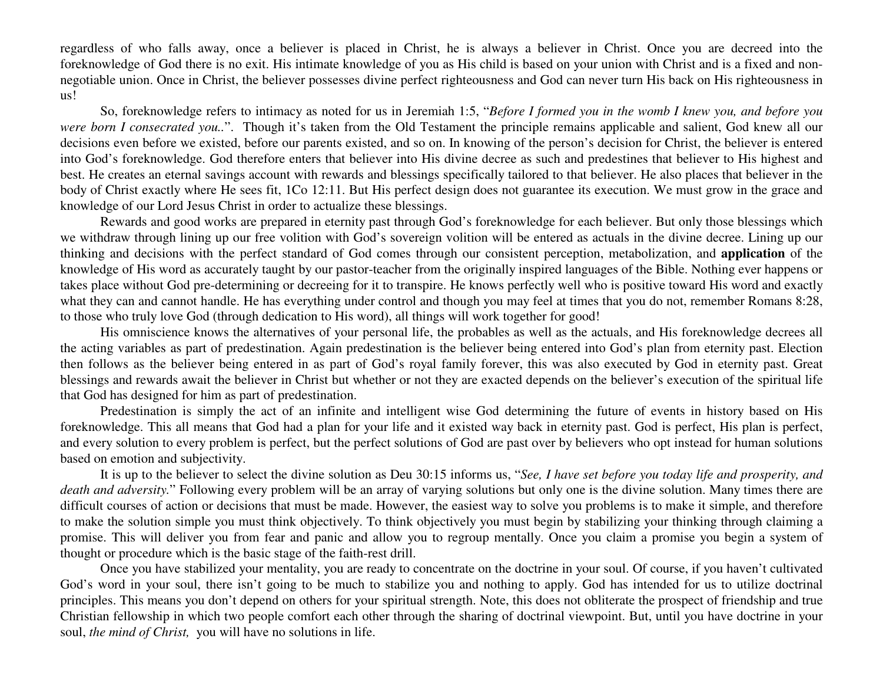regardless of who falls away, once a believer is placed in Christ, he is always a believer in Christ. Once you are decreed into the foreknowledge of God there is no exit. His intimate knowledge of you as His child is based on your union with Christ and is a fixed and non-negotiable union. Once in Christ, the believer possesses divine perfect righteousness and God can never turn His back on His righteousness in us!

So, foreknowledge refers to intimacy as noted for us in Jeremiah 1:5, "*Before I formed you in the womb I knew you, and before you were born I consecrated you..*". Though it's taken from the Old Testament the principle remains applicable and salient, God knew all our decisions even before we existed, before our parents existed, and so on. In knowing of the person's decision for Christ, the believer is entered into God's foreknowledge. God therefore enters that believer into His divine decree as such and predestines that believer to His highest and best. He creates an eternal savings account with rewards and blessings specifically tailored to that believer. He also places that believer in the body of Christ exactly where He sees fit, 1Co 12:11. But His perfect design does not guarantee its execution. We must grow in the grace and knowledge of our Lord Jesus Christ in order to actualize these blessings.

Rewards and good works are prepared in eternity past through God's foreknowledge for each believer. But only those blessings which we withdraw through lining up our free volition with God's sovereign volition will be entered as actuals in the divine decree. Lining up our thinking and decisions with the perfect standard of God comes through our consistent perception, metabolization, and **application** of the knowledge of His word as accurately taught by our pastor-teacher from the originally inspired languages of the Bible. Nothing ever happens or takes place without God pre-determining or decreeing for it to transpire. He knows perfectly well who is positive toward His word and exactly what they can and cannot handle. He has everything under control and though you may feel at times that you do not, remember Romans 8:28, to those who truly love God (through dedication to His word), all things will work together for good!

His omniscience knows the alternatives of your personal life, the probables as well as the actuals, and His foreknowledge decrees all the acting variables as part of predestination. Again predestination is the believer being entered into God's plan from eternity past. Election then follows as the believer being entered in as part of God's royal family forever, this was also executed by God in eternity past. Great blessings and rewards await the believer in Christ but whether or not they are exacted depends on the believer's execution of the spiritual life that God has designed for him as part of predestination.

Predestination is simply the act of an infinite and intelligent wise God determining the future of events in history based on His foreknowledge. This all means that God had a plan for your life and it existed way back in eternity past. God is perfect, His plan is perfect, and every solution to every problem is perfect, but the perfect solutions of God are past over by believers who opt instead for human solutions based on emotion and subjectivity.

It is up to the believer to select the divine solution as Deu 30:15 informs us, "*See, I have set before you today life and prosperity, and death and adversity.*" Following every problem will be an array of varying solutions but only one is the divine solution. Many times there are difficult courses of action or decisions that must be made. However, the easiest way to solve you problems is to make it simple, and therefore to make the solution simple you must think objectively. To think objectively you must begin by stabilizing your thinking through claiming a promise. This will deliver you from fear and panic and allow you to regroup mentally. Once you claim a promise you begin a system of thought or procedure which is the basic stage of the faith-rest drill.

Once you have stabilized your mentality, you are ready to concentrate on the doctrine in your soul. Of course, if you haven't cultivated God's word in your soul, there isn't going to be much to stabilize you and nothing to apply. God has intended for us to utilize doctrinal principles. This means you don't depend on others for your spiritual strength. Note, this does not obliterate the prospect of friendship and true Christian fellowship in which two people comfort each other through the sharing of doctrinal viewpoint. But, until you have doctrine in your soul, *the mind of Christ,* you will have no solutions in life.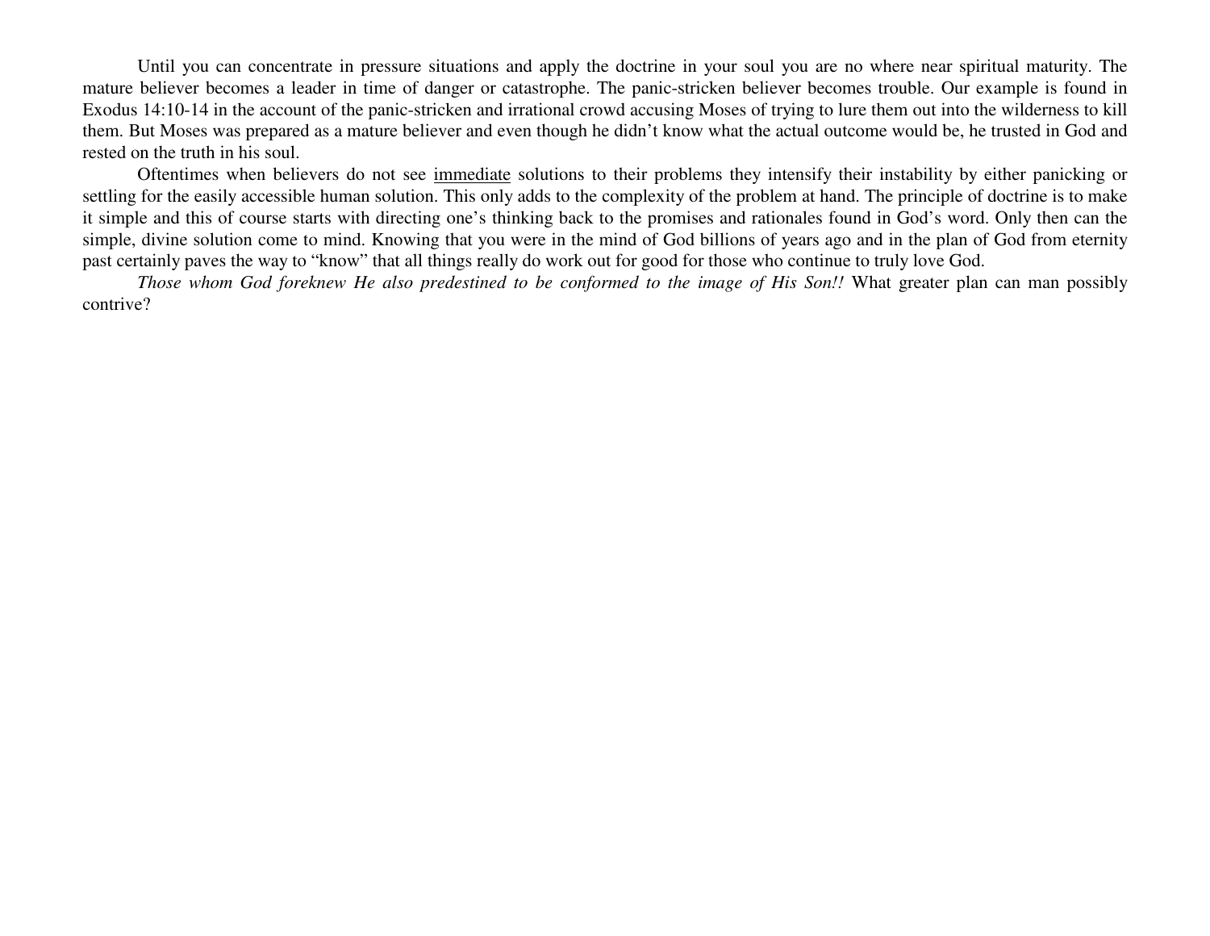Until you can concentrate in pressure situations and apply the doctrine in your soul you are no where near spiritual maturity. The mature believer becomes a leader in time of danger or catastrophe. The panic-stricken believer becomes trouble. Our example is found in Exodus 14:10-14 in the account of the panic-stricken and irrational crowd accusing Moses of trying to lure them out into the wilderness to kill them. But Moses was prepared as a mature believer and even though he didn't know what the actual outcome would be, he trusted in God and rested on the truth in his soul.

Oftentimes when believers do not see <u>immediate</u> solutions to their problems they intensify their instability by either panicking or settling for the easily accessible human solution. This only adds to the complexity of the problem at hand. The principle of doctrine is to make it simple and this of course starts with directing one's thinking back to the promises and rationales found in God's word. Only then can the simple, divine solution come to mind. Knowing that you were in the mind of God billions of years ago and in the plan of God from eternity past certainly paves the way to "know" that all things really do work out for good for those who continue to truly love God.

*Those whom God foreknew He also predestined to be conformed to the image of His Son!!* What greater plan can man possibly contrive?